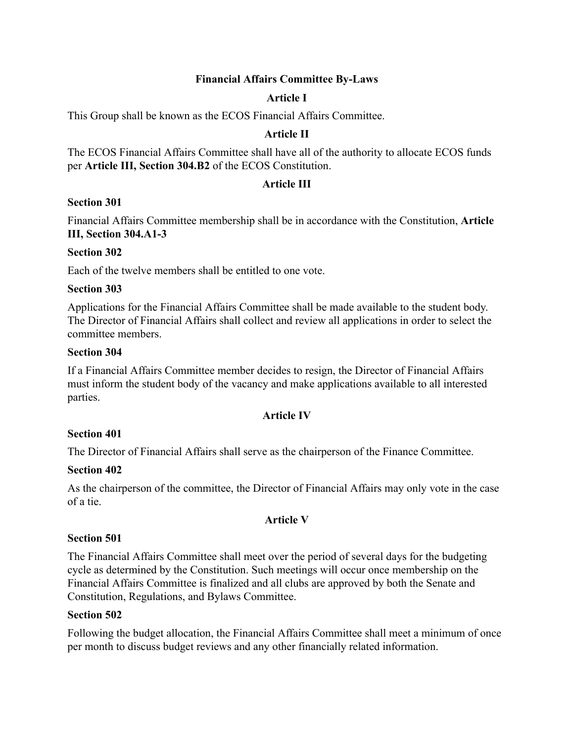# Financial Affairs Committee By-Laws

## Article I

This Group shall be known as the ECOS Financial Affairs Committee.

## Article II

The ECOS Financial Affairs Committee shall have all of the authority to allocate ECOS funds per **Article III, Section 304.B2** of the ECOS Constitution.

## Article III

### Section 301

Financial Affairs Committee membership shall be in accordance with the Constitution, **Article III, Section 304.A1-3**

### Section 302

Each of the twelve members shall be entitled to one vote.

### Section 303

Applications for the Financial Affairs Committee shall be made available to the student body. The Director of Financial Affairs shall collect and review all applications in order to select the committee members.

### Section 304

If a Financial Affairs Committee member decides to resign, the Director of Financial Affairs must inform the student body of the vacancy and make applications available to all interested parties.

## Article IV

### Section 401

The Director of Financial Affairs shall serve as the chairperson of the Finance Committee.

### Section 402

As the chairperson of the committee, the Director of Financial Affairs may only vote in the case of a tie.

## Article V

### Section 501

The Financial Affairs Committee shall meet over the period of several days for the budgeting cycle as determined by the Constitution. Such meetings will occur once membership on the Financial Affairs Committee is finalized and all clubs are approved by both the Senate and Constitution, Regulations, and Bylaws Committee.

### Section 502

Following the budget allocation, the Financial Affairs Committee shall meet a minimum of once per month to discuss budget reviews and any other financially related information.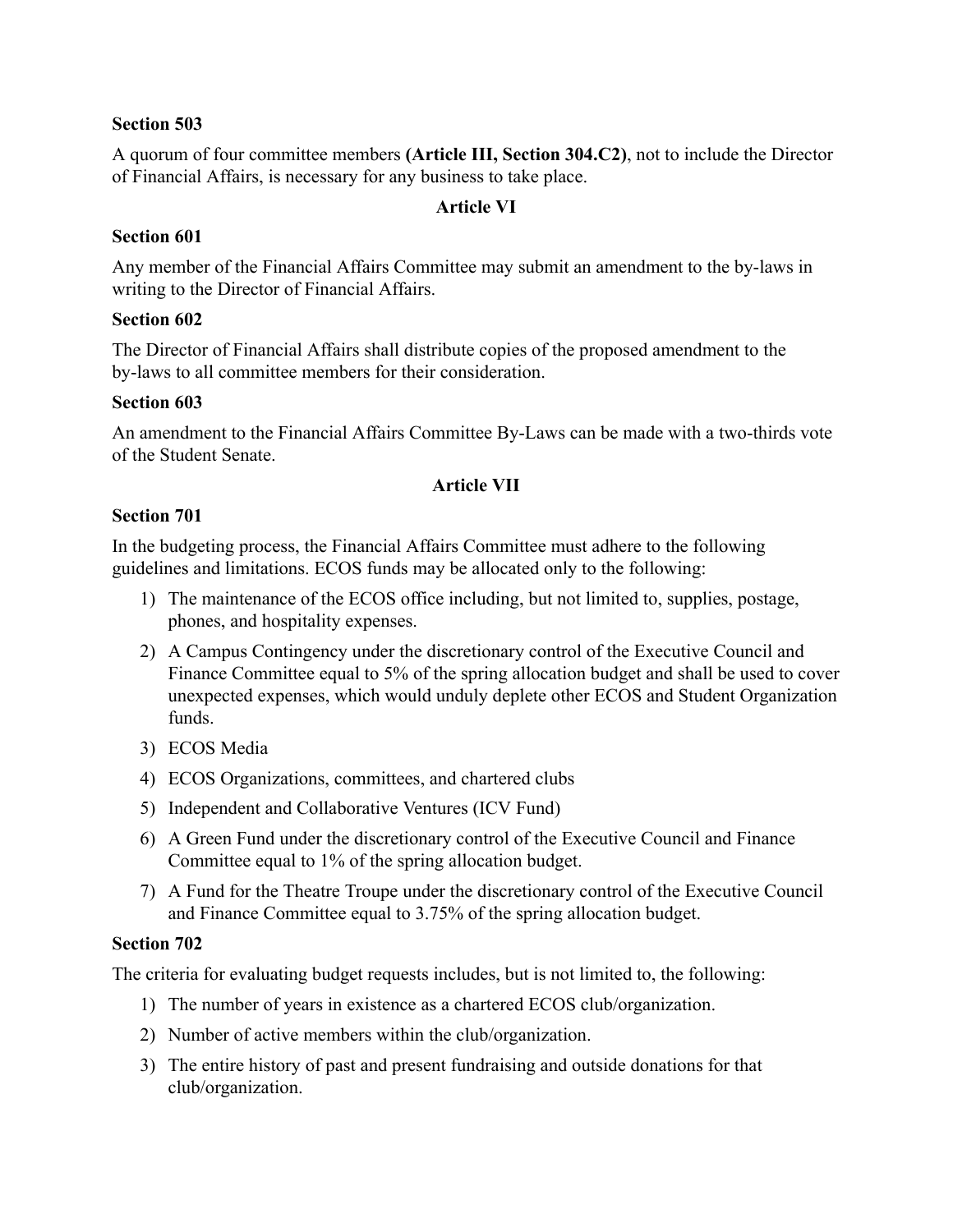**Section 503**

A quorum of four committee members **(Article III, Section 304.C2)**, not to include the Director of Financial Affairs, is necessary for any business to take place.

## Article VI

**Section 601**

Any member of the Financial Affairs Committee may submit an amendment to the by-laws in writing to the Director of Financial Affairs.

**Section 602**

The Director of Financial Affairs shall distribute copies of the proposed amendment to the by-laws to all committee members for their consideration.

**Section 603**

An amendment to the Financial Affairs Committee By-Laws can be made with a two-thirds vote of the Student Senate.

## Article VII

**Section 701**

In the budgeting process, the Financial Affairs Committee must adhere to the following guidelines and limitations. ECOS funds may be allocated only to the following:

1) The maintenance of the ECOS office including, but not limited to, supplies, postage, phones, and hospitality expenses.
2) A Campus Contingency under the discretionary control of the Executive Council and Finance Committee equal to 5% of the spring allocation budget and shall be used to cover unexpected expenses, which would unduly deplete other ECOS and Student Organization funds.
3) ECOS Media
4) ECOS Organizations, committees, and chartered clubs
5) Independent and Collaborative Ventures (ICV Fund)
6) A Green Fund under the discretionary control of the Executive Council and Finance Committee equal to 1% of the spring allocation budget.
7) A Fund for the Theatre Troupe under the discretionary control of the Executive Council and Finance Committee equal to 3.75% of the spring allocation budget.

**Section 702**

The criteria for evaluating budget requests includes, but is not limited to, the following:

1) The number of years in existence as a chartered ECOS club/organization.
2) Number of active members within the club/organization.
3) The entire history of past and present fundraising and outside donations for that club/organization.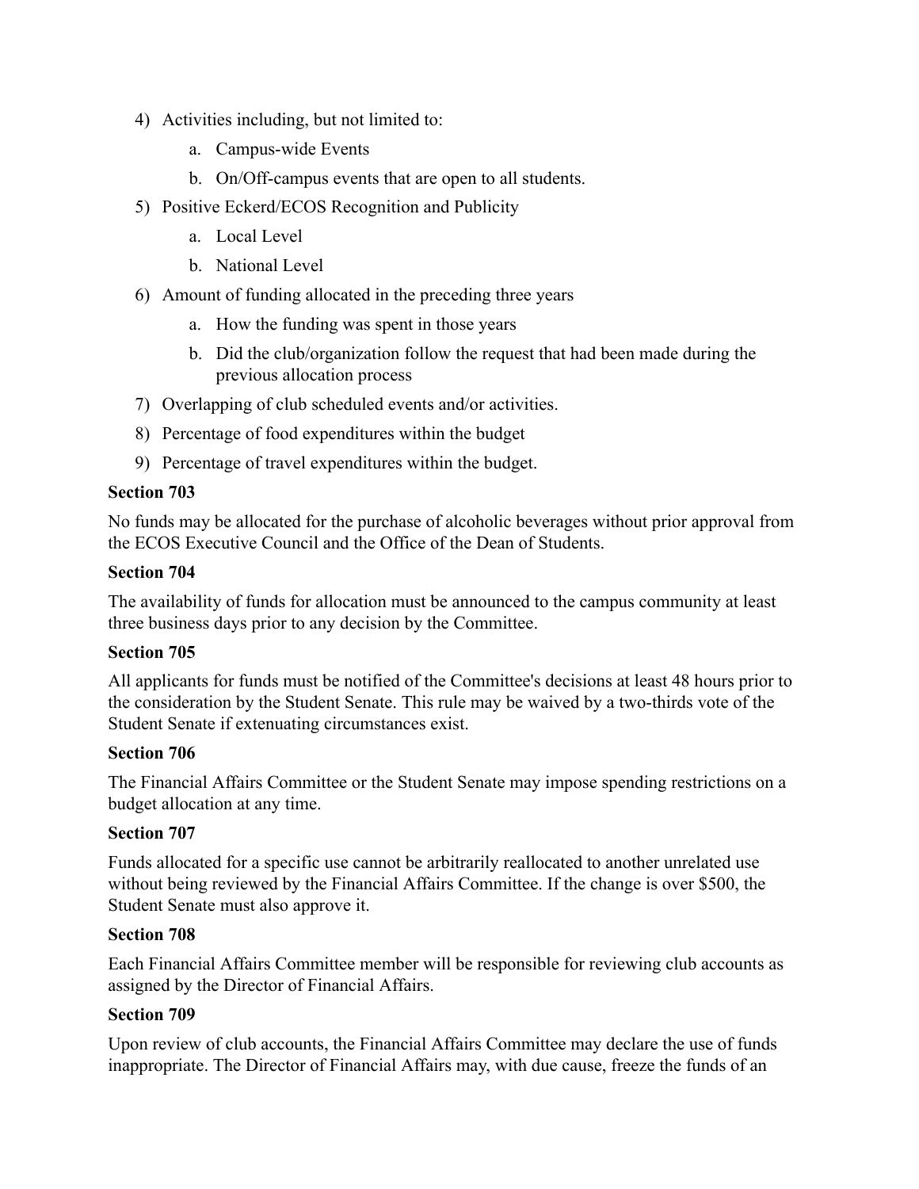4) Activities including, but not limited to:
    a. Campus-wide Events
    b. On/Off-campus events that are open to all students.
5) Positive Eckerd/ECOS Recognition and Publicity
    a. Local Level
    b. National Level
6) Amount of funding allocated in the preceding three years
    a. How the funding was spent in those years
    b. Did the club/organization follow the request that had been made during the previous allocation process
7) Overlapping of club scheduled events and/or activities.
8) Percentage of food expenditures within the budget
9) Percentage of travel expenditures within the budget.

**Section 703**

No funds may be allocated for the purchase of alcoholic beverages without prior approval from the ECOS Executive Council and the Office of the Dean of Students.

**Section 704**

The availability of funds for allocation must be announced to the campus community at least three business days prior to any decision by the Committee.

**Section 705**

All applicants for funds must be notified of the Committee's decisions at least 48 hours prior to the consideration by the Student Senate. This rule may be waived by a two-thirds vote of the Student Senate if extenuating circumstances exist.

**Section 706**

The Financial Affairs Committee or the Student Senate may impose spending restrictions on a budget allocation at any time.

**Section 707**

Funds allocated for a specific use cannot be arbitrarily reallocated to another unrelated use without being reviewed by the Financial Affairs Committee. If the change is over $500, the Student Senate must also approve it.

**Section 708**

Each Financial Affairs Committee member will be responsible for reviewing club accounts as assigned by the Director of Financial Affairs.

**Section 709**

Upon review of club accounts, the Financial Affairs Committee may declare the use of funds inappropriate. The Director of Financial Affairs may, with due cause, freeze the funds of an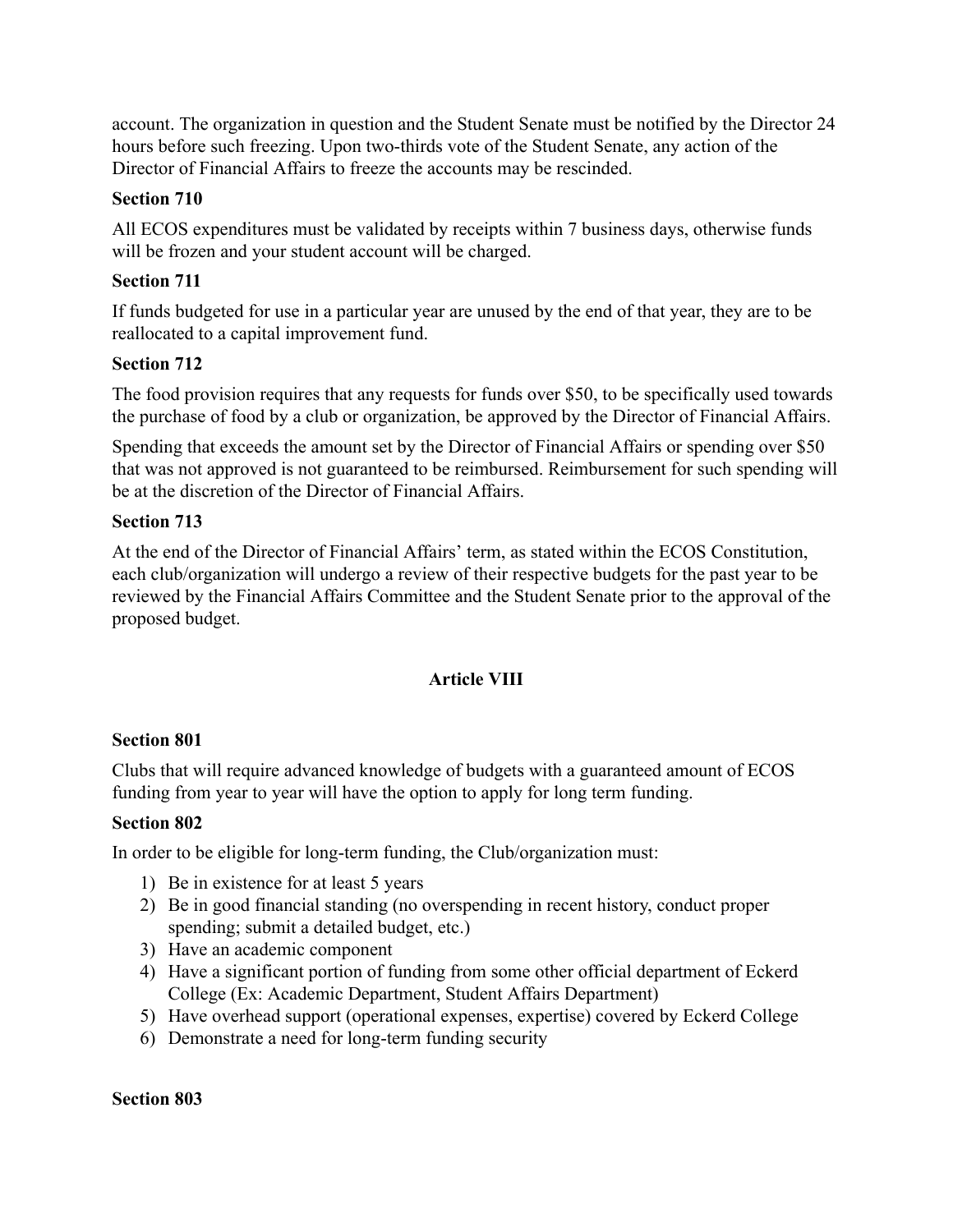account. The organization in question and the Student Senate must be notified by the Director 24 hours before such freezing. Upon two-thirds vote of the Student Senate, any action of the Director of Financial Affairs to freeze the accounts may be rescinded.

**Section 710**

All ECOS expenditures must be validated by receipts within 7 business days, otherwise funds will be frozen and your student account will be charged.

**Section 711**

If funds budgeted for use in a particular year are unused by the end of that year, they are to be reallocated to a capital improvement fund.

**Section 712**

The food provision requires that any requests for funds over $50, to be specifically used towards the purchase of food by a club or organization, be approved by the Director of Financial Affairs.

Spending that exceeds the amount set by the Director of Financial Affairs or spending over $50 that was not approved is not guaranteed to be reimbursed. Reimbursement for such spending will be at the discretion of the Director of Financial Affairs.

**Section 713**

At the end of the Director of Financial Affairs' term, as stated within the ECOS Constitution, each club/organization will undergo a review of their respective budgets for the past year to be reviewed by the Financial Affairs Committee and the Student Senate prior to the approval of the proposed budget.

## Article VIII

**Section 801**

Clubs that will require advanced knowledge of budgets with a guaranteed amount of ECOS funding from year to year will have the option to apply for long term funding.

**Section 802**

In order to be eligible for long-term funding, the Club/organization must:

1) Be in existence for at least 5 years
2) Be in good financial standing (no overspending in recent history, conduct proper spending; submit a detailed budget, etc.)
3) Have an academic component
4) Have a significant portion of funding from some other official department of Eckerd College (Ex: Academic Department, Student Affairs Department)
5) Have overhead support (operational expenses, expertise) covered by Eckerd College
6) Demonstrate a need for long-term funding security

**Section 803**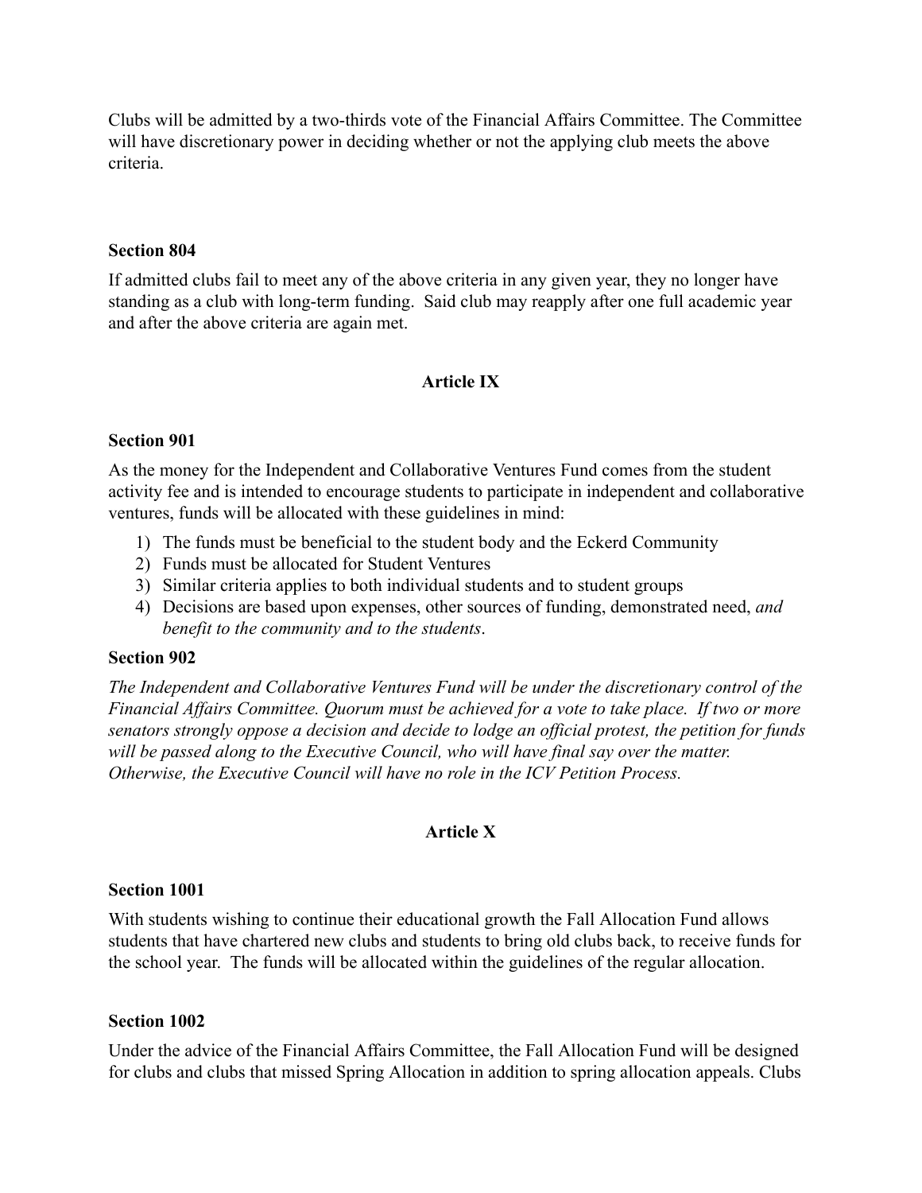Clubs will be admitted by a two-thirds vote of the Financial Affairs Committee. The Committee will have discretionary power in deciding whether or not the applying club meets the above criteria.

**Section 804**

If admitted clubs fail to meet any of the above criteria in any given year, they no longer have standing as a club with long-term funding. Said club may reapply after one full academic year and after the above criteria are again met.

## Article IX

**Section 901**

As the money for the Independent and Collaborative Ventures Fund comes from the student activity fee and is intended to encourage students to participate in independent and collaborative ventures, funds will be allocated with these guidelines in mind:

1) The funds must be beneficial to the student body and the Eckerd Community
2) Funds must be allocated for Student Ventures
3) Similar criteria applies to both individual students and to student groups
4) Decisions are based upon expenses, other sources of funding, demonstrated need, *and benefit to the community and to the students*.

**Section 902**

*The Independent and Collaborative Ventures Fund will be under the discretionary control of the Financial Affairs Committee. Quorum must be achieved for a vote to take place. If two or more senators strongly oppose a decision and decide to lodge an official protest, the petition for funds will be passed along to the Executive Council, who will have final say over the matter. Otherwise, the Executive Council will have no role in the ICV Petition Process.*

## Article X

**Section 1001**

With students wishing to continue their educational growth the Fall Allocation Fund allows students that have chartered new clubs and students to bring old clubs back, to receive funds for the school year. The funds will be allocated within the guidelines of the regular allocation.

**Section 1002**

Under the advice of the Financial Affairs Committee, the Fall Allocation Fund will be designed for clubs and clubs that missed Spring Allocation in addition to spring allocation appeals. Clubs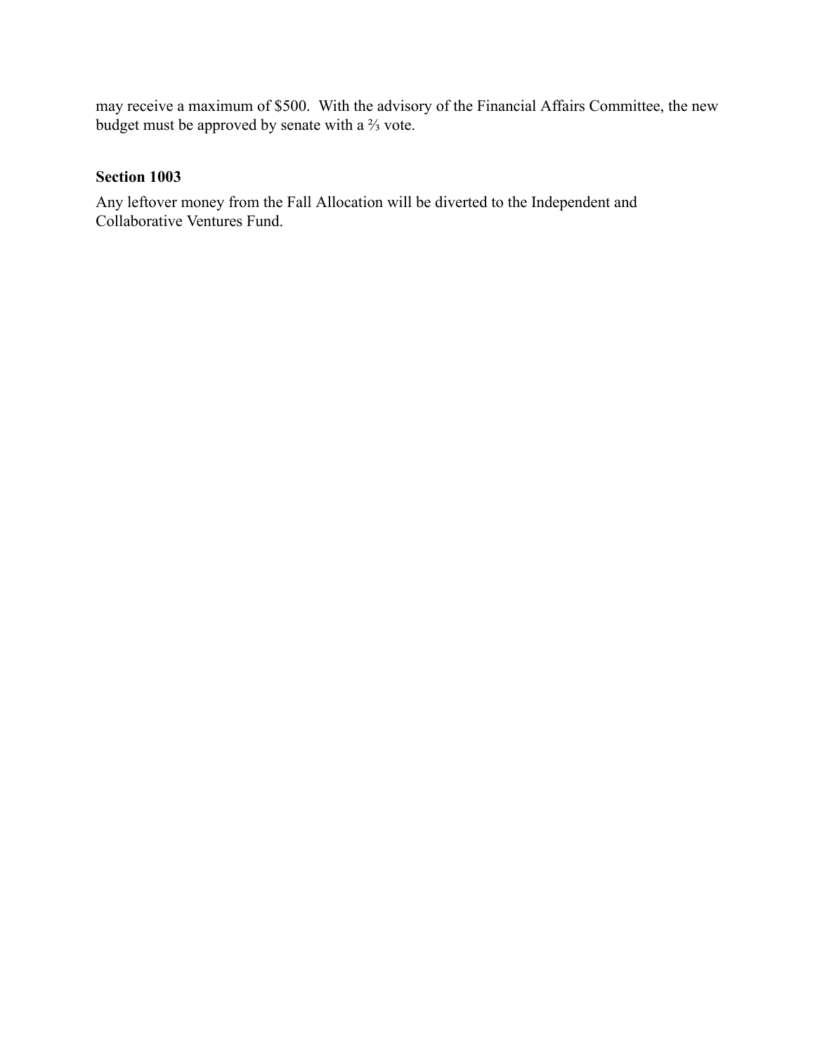may receive a maximum of $500. With the advisory of the Financial Affairs Committee, the new budget must be approved by senate with a ⅔ vote.

**Section 1003**

Any leftover money from the Fall Allocation will be diverted to the Independent and Collaborative Ventures Fund.